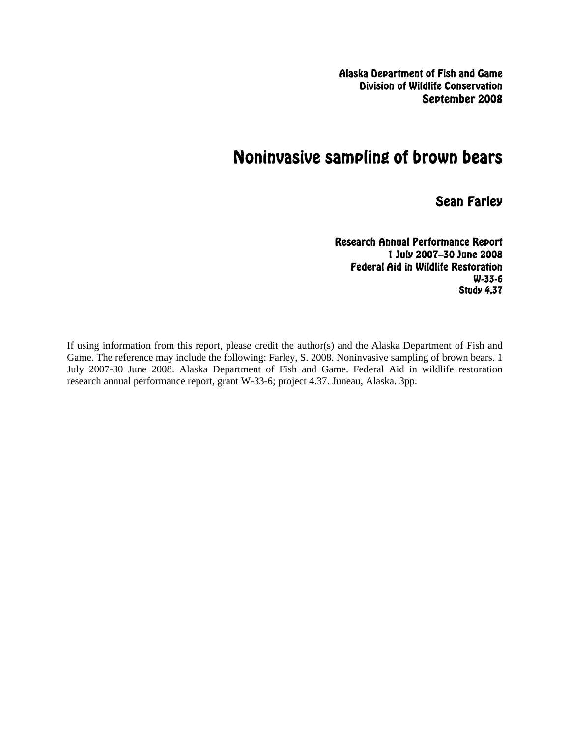Alaska Department of Fish and Game
Division of Wildlife Conservation
September 2008

# Noninvasive sampling of brown bears

## Sean Farley

**Research Annual Performance Report**
**1 July 2007–30 June 2008**
**Federal Aid in Wildlife Restoration**
**W-33-6**
**Study 4.37**

If using information from this report, please credit the author(s) and the Alaska Department of Fish and Game. The reference may include the following: Farley, S. 2008. Noninvasive sampling of brown bears. 1 July 2007-30 June 2008. Alaska Department of Fish and Game. Federal Aid in wildlife restoration research annual performance report, grant W-33-6; project 4.37. Juneau, Alaska. 3pp.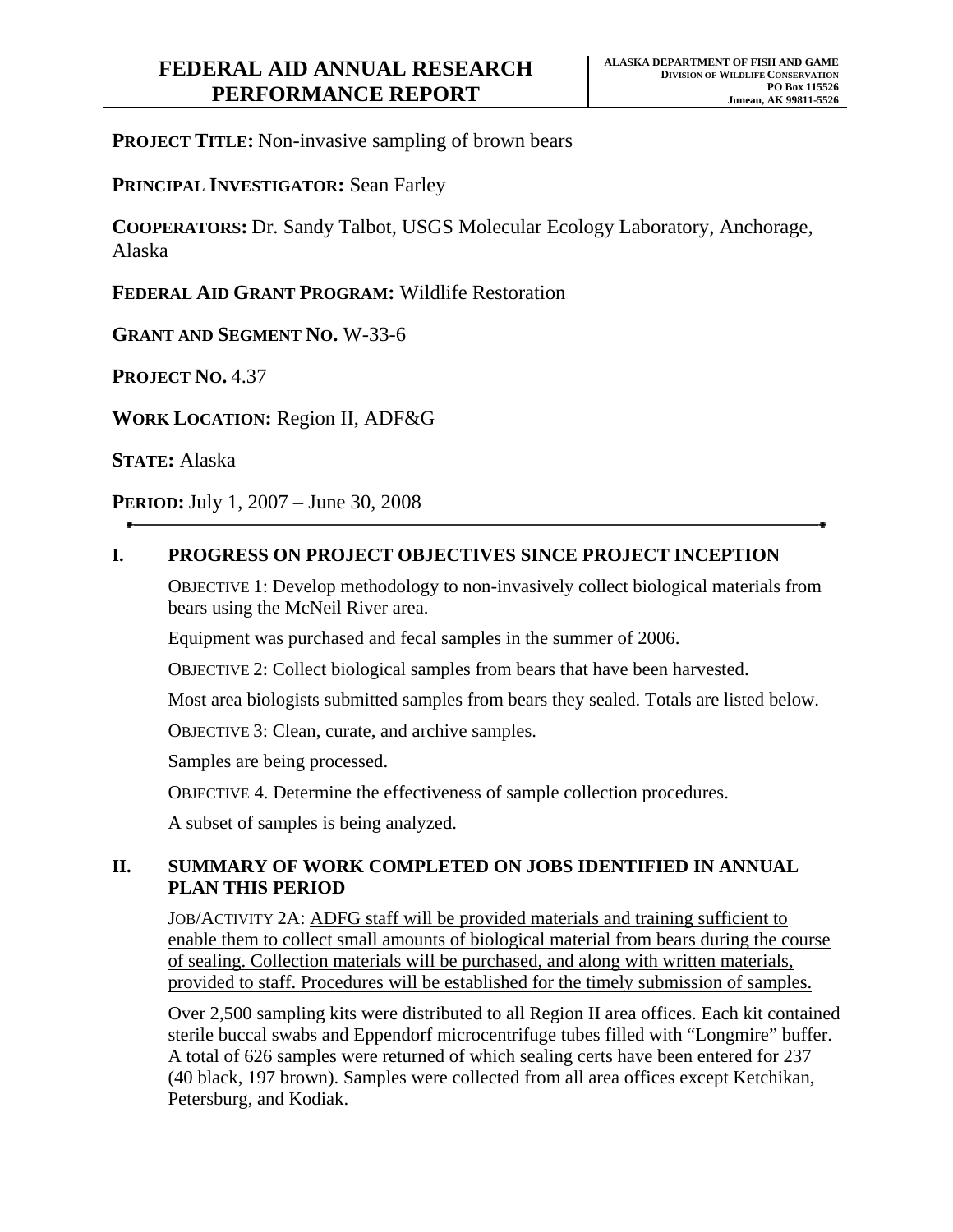# FEDERAL AID ANNUAL RESEARCH PERFORMANCE REPORT

**ALASKA DEPARTMENT OF FISH AND GAME**
**DIVISION OF WILDLIFE CONSERVATION**
**PO Box 115526**
**Juneau, AK 99811-5526**

**PROJECT TITLE:** Non-invasive sampling of brown bears

**PRINCIPAL INVESTIGATOR:** Sean Farley

**COOPERATORS:** Dr. Sandy Talbot, USGS Molecular Ecology Laboratory, Anchorage, Alaska

**FEDERAL AID GRANT PROGRAM:** Wildlife Restoration

**GRANT AND SEGMENT NO.** W-33-6

**PROJECT NO.** 4.37

**WORK LOCATION:** Region II, ADF&G

**STATE:** Alaska

**PERIOD:** July 1, 2007 – June 30, 2008

## I. PROGRESS ON PROJECT OBJECTIVES SINCE PROJECT INCEPTION

OBJECTIVE 1: Develop methodology to non-invasively collect biological materials from bears using the McNeil River area.

Equipment was purchased and fecal samples in the summer of 2006.

OBJECTIVE 2: Collect biological samples from bears that have been harvested.

Most area biologists submitted samples from bears they sealed. Totals are listed below.

OBJECTIVE 3: Clean, curate, and archive samples.

Samples are being processed.

OBJECTIVE 4. Determine the effectiveness of sample collection procedures.

A subset of samples is being analyzed.

## II. SUMMARY OF WORK COMPLETED ON JOBS IDENTIFIED IN ANNUAL PLAN THIS PERIOD

JOB/ACTIVITY 2A: ADFG staff will be provided materials and training sufficient to enable them to collect small amounts of biological material from bears during the course of sealing. Collection materials will be purchased, and along with written materials, provided to staff. Procedures will be established for the timely submission of samples.

Over 2,500 sampling kits were distributed to all Region II area offices. Each kit contained sterile buccal swabs and Eppendorf microcentrifuge tubes filled with "Longmire" buffer. A total of 626 samples were returned of which sealing certs have been entered for 237 (40 black, 197 brown). Samples were collected from all area offices except Ketchikan, Petersburg, and Kodiak.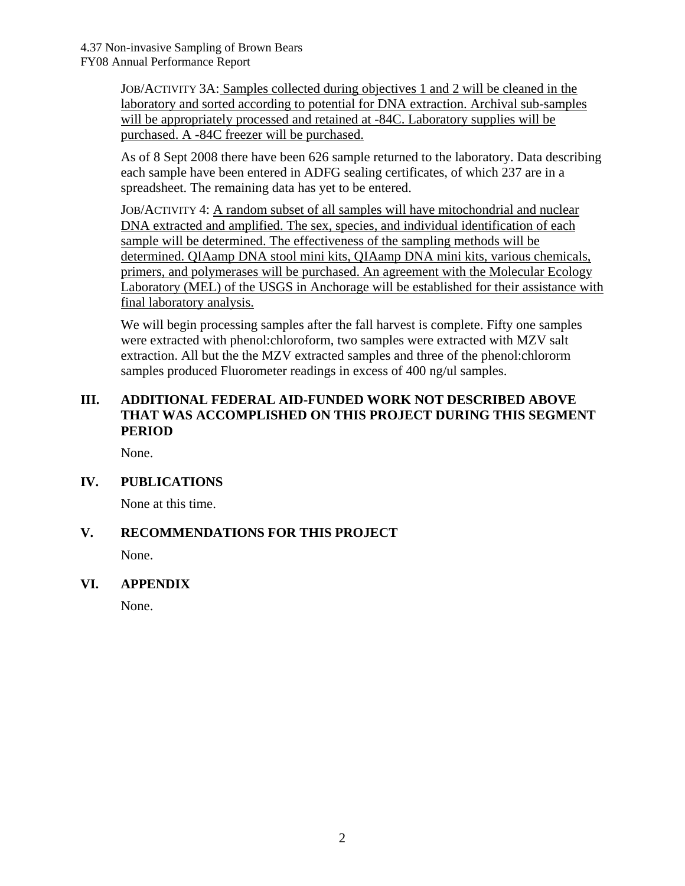JOB/ACTIVITY 3A: Samples collected during objectives 1 and 2 will be cleaned in the laboratory and sorted according to potential for DNA extraction. Archival sub-samples will be appropriately processed and retained at -84C. Laboratory supplies will be purchased. A -84C freezer will be purchased.

As of 8 Sept 2008 there have been 626 sample returned to the laboratory. Data describing each sample have been entered in ADFG sealing certificates, of which 237 are in a spreadsheet. The remaining data has yet to be entered.

JOB/ACTIVITY 4: A random subset of all samples will have mitochondrial and nuclear DNA extracted and amplified. The sex, species, and individual identification of each sample will be determined. The effectiveness of the sampling methods will be determined. QIAamp DNA stool mini kits, QIAamp DNA mini kits, various chemicals, primers, and polymerases will be purchased. An agreement with the Molecular Ecology Laboratory (MEL) of the USGS in Anchorage will be established for their assistance with final laboratory analysis.

We will begin processing samples after the fall harvest is complete. Fifty one samples were extracted with phenol:chloroform, two samples were extracted with MZV salt extraction. All but the the MZV extracted samples and three of the phenol:chlororm samples produced Fluorometer readings in excess of 400 ng/ul samples.

## III. ADDITIONAL FEDERAL AID-FUNDED WORK NOT DESCRIBED ABOVE THAT WAS ACCOMPLISHED ON THIS PROJECT DURING THIS SEGMENT PERIOD

None.

## IV. PUBLICATIONS

None at this time.

## V. RECOMMENDATIONS FOR THIS PROJECT

None.

## VI. APPENDIX

None.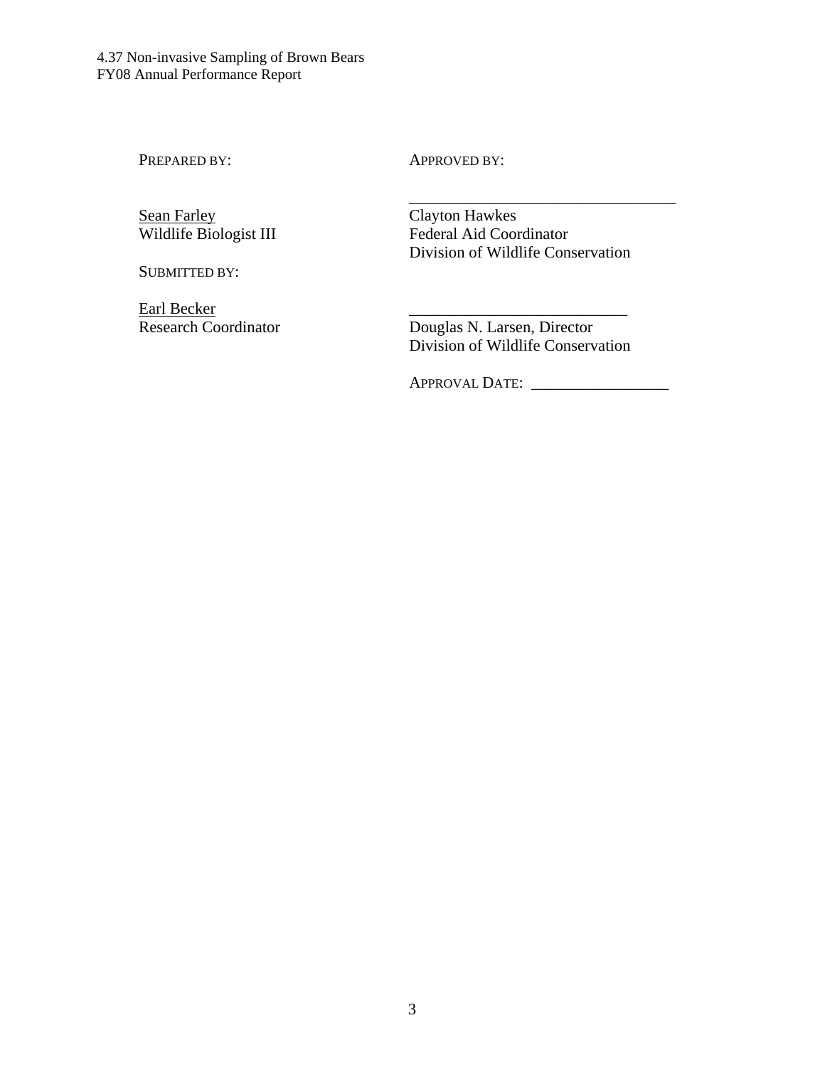PREPARED BY:

Sean Farley
Wildlife Biologist III

SUBMITTED BY:

Earl Becker
Research Coordinator

APPROVED BY:

\_\_\_\_\_\_\_\_\_\_\_\_\_\_\_\_\_\_\_\_\_\_\_\_\_\_\_\_\_\_\_\_\_\_

Clayton Hawkes
Federal Aid Coordinator
Division of Wildlife Conservation

\_\_\_\_\_\_\_\_\_\_\_\_\_\_\_\_\_\_\_\_\_\_\_\_\_\_\_

Douglas N. Larsen, Director
Division of Wildlife Conservation

APPROVAL DATE: \_\_\_\_\_\_\_\_\_\_\_\_\_\_\_\_\_